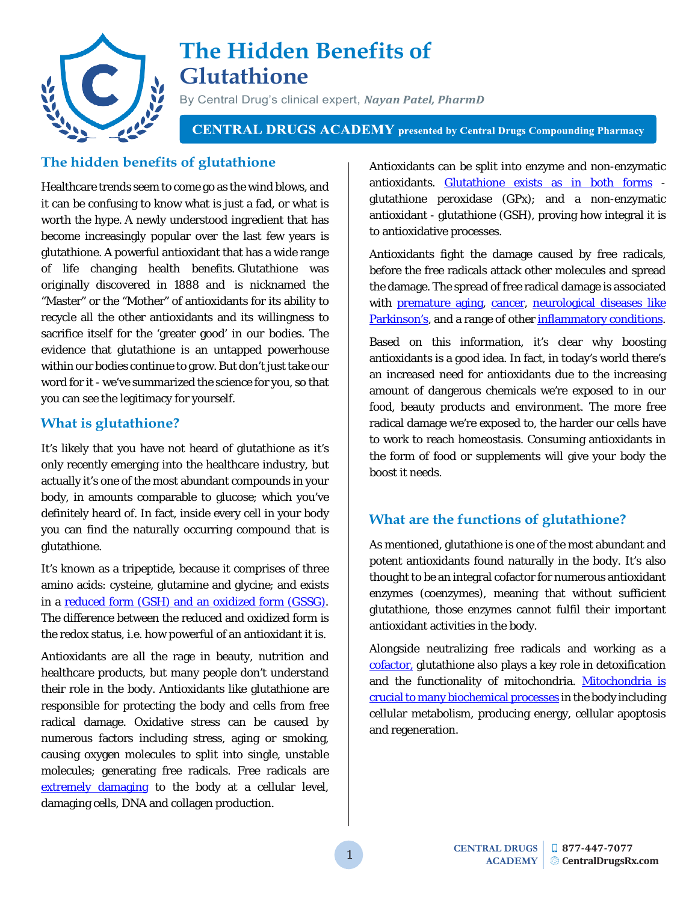# The Hidden Benefits of Glutathione

By Central Drug's clinical expert, ***Nayan Patel, PharmD***

**CENTRAL DRUGS ACADEMY presented by Central Drugs Compounding Pharmacy**

## The hidden benefits of glutathione

Healthcare trends seem to come go as the wind blows, and it can be confusing to know what is just a fad, or what is worth the hype. A newly understood ingredient that has become increasingly popular over the last few years is glutathione. A powerful antioxidant that has a wide range of life changing health benefits. Glutathione was originally discovered in 1888 and is nicknamed the "Master" or the "Mother" of antioxidants for its ability to recycle all the other antioxidants and its willingness to sacrifice itself for the 'greater good' in our bodies. The evidence that glutathione is an untapped powerhouse within our bodies continue to grow. But don't just take our word for it - we've summarized the science for you, so that you can see the legitimacy for yourself.

## What is glutathione?

It's likely that you have not heard of glutathione as it's only recently emerging into the healthcare industry, but actually it's one of the most abundant compounds in your body, in amounts comparable to glucose; which you've definitely heard of. In fact, inside every cell in your body you can find the naturally occurring compound that is glutathione.

It's known as a tripeptide, because it comprises of three amino acids: cysteine, glutamine and glycine; and exists in a reduced form (GSH) and an oxidized form (GSSG). The difference between the reduced and oxidized form is the redox status, i.e. how powerful of an antioxidant it is.

Antioxidants are all the rage in beauty, nutrition and healthcare products, but many people don't understand their role in the body. Antioxidants like glutathione are responsible for protecting the body and cells from free radical damage. Oxidative stress can be caused by numerous factors including stress, aging or smoking, causing oxygen molecules to split into single, unstable molecules; generating free radicals. Free radicals are extremely damaging to the body at a cellular level, damaging cells, DNA and collagen production.

Antioxidants can be split into enzyme and non-enzymatic antioxidants. Glutathione exists as in both forms - glutathione peroxidase (GPx); and a non-enzymatic antioxidant - glutathione (GSH), proving how integral it is to antioxidative processes.

Antioxidants fight the damage caused by free radicals, before the free radicals attack other molecules and spread the damage. The spread of free radical damage is associated with premature aging, cancer, neurological diseases like Parkinson's, and a range of other inflammatory conditions.

Based on this information, it's clear why boosting antioxidants is a good idea. In fact, in today's world there's an increased need for antioxidants due to the increasing amount of dangerous chemicals we're exposed to in our food, beauty products and environment. The more free radical damage we're exposed to, the harder our cells have to work to reach homeostasis. Consuming antioxidants in the form of food or supplements will give your body the boost it needs.

## What are the functions of glutathione?

As mentioned, glutathione is one of the most abundant and potent antioxidants found naturally in the body. It's also thought to be an integral cofactor for numerous antioxidant enzymes (coenzymes), meaning that without sufficient glutathione, those enzymes cannot fulfil their important antioxidant activities in the body.

Alongside neutralizing free radicals and working as a cofactor, glutathione also plays a key role in detoxification and the functionality of mitochondria. Mitochondria is crucial to many biochemical processes in the body including cellular metabolism, producing energy, cellular apoptosis and regeneration.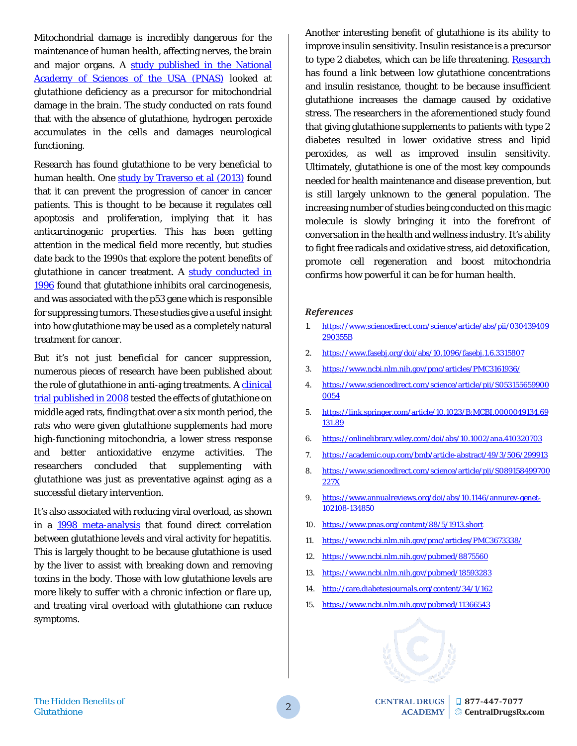Mitochondrial damage is incredibly dangerous for the maintenance of human health, affecting nerves, the brain and major organs. A study published in the National Academy of Sciences of the USA (PNAS) looked at glutathione deficiency as a precursor for mitochondrial damage in the brain. The study conducted on rats found that with the absence of glutathione, hydrogen peroxide accumulates in the cells and damages neurological functioning.

Research has found glutathione to be very beneficial to human health. One study by Traverso et al (2013) found that it can prevent the progression of cancer in cancer patients. This is thought to be because it regulates cell apoptosis and proliferation, implying that it has anticarcinogenic properties. This has been getting attention in the medical field more recently, but studies date back to the 1990s that explore the potent benefits of glutathione in cancer treatment. A study conducted in 1996 found that glutathione inhibits oral carcinogenesis, and was associated with the p53 gene which is responsible for suppressing tumors. These studies give a useful insight into how glutathione may be used as a completely natural treatment for cancer.

But it's not just beneficial for cancer suppression, numerous pieces of research have been published about the role of glutathione in anti-aging treatments. A clinical trial published in 2008 tested the effects of glutathione on middle aged rats, finding that over a six month period, the rats who were given glutathione supplements had more high-functioning mitochondria, a lower stress response and better antioxidative enzyme activities. The researchers concluded that supplementing with glutathione was just as preventative against aging as a successful dietary intervention.

It's also associated with reducing viral overload, as shown in a 1998 meta-analysis that found direct correlation between glutathione levels and viral activity for hepatitis. This is largely thought to be because glutathione is used by the liver to assist with breaking down and removing toxins in the body. Those with low glutathione levels are more likely to suffer with a chronic infection or flare up, and treating viral overload with glutathione can reduce symptoms.

Another interesting benefit of glutathione is its ability to improve insulin sensitivity. Insulin resistance is a precursor to type 2 diabetes, which can be life threatening. Research has found a link between low glutathione concentrations and insulin resistance, thought to be because insufficient glutathione increases the damage caused by oxidative stress. The researchers in the aforementioned study found that giving glutathione supplements to patients with type 2 diabetes resulted in lower oxidative stress and lipid peroxides, as well as improved insulin sensitivity. Ultimately, glutathione is one of the most key compounds needed for health maintenance and disease prevention, but is still largely unknown to the general population. The increasing number of studies being conducted on this magic molecule is slowly bringing it into the forefront of conversation in the health and wellness industry. It's ability to fight free radicals and oxidative stress, aid detoxification, promote cell regeneration and boost mitochondria confirms how powerful it can be for human health.

***References***

1. https://www.sciencedirect.com/science/article/abs/pii/030439409290355B
2. https://www.fasebj.org/doi/abs/10.1096/fasebj.1.6.3315807
3. https://www.ncbi.nlm.nih.gov/pmc/articles/PMC3161936/
4. https://www.sciencedirect.com/science/article/pii/S0531556599000054
5. https://link.springer.com/article/10.1023/B:MCBI.0000049134.69131.89
6. https://onlinelibrary.wiley.com/doi/abs/10.1002/ana.410320703
7. https://academic.oup.com/bmb/article-abstract/49/3/506/299913
8. https://www.sciencedirect.com/science/article/pii/S089158499700227X
9. https://www.annualreviews.org/doi/abs/10.1146/annurev-genet-102108-134850
10. https://www.pnas.org/content/88/5/1913.short
11. https://www.ncbi.nlm.nih.gov/pmc/articles/PMC3673338/
12. https://www.ncbi.nlm.nih.gov/pubmed/8875560
13. https://www.ncbi.nlm.nih.gov/pubmed/18593283
14. http://care.diabetesjournals.org/content/34/1/162
15. https://www.ncbi.nlm.nih.gov/pubmed/11366543